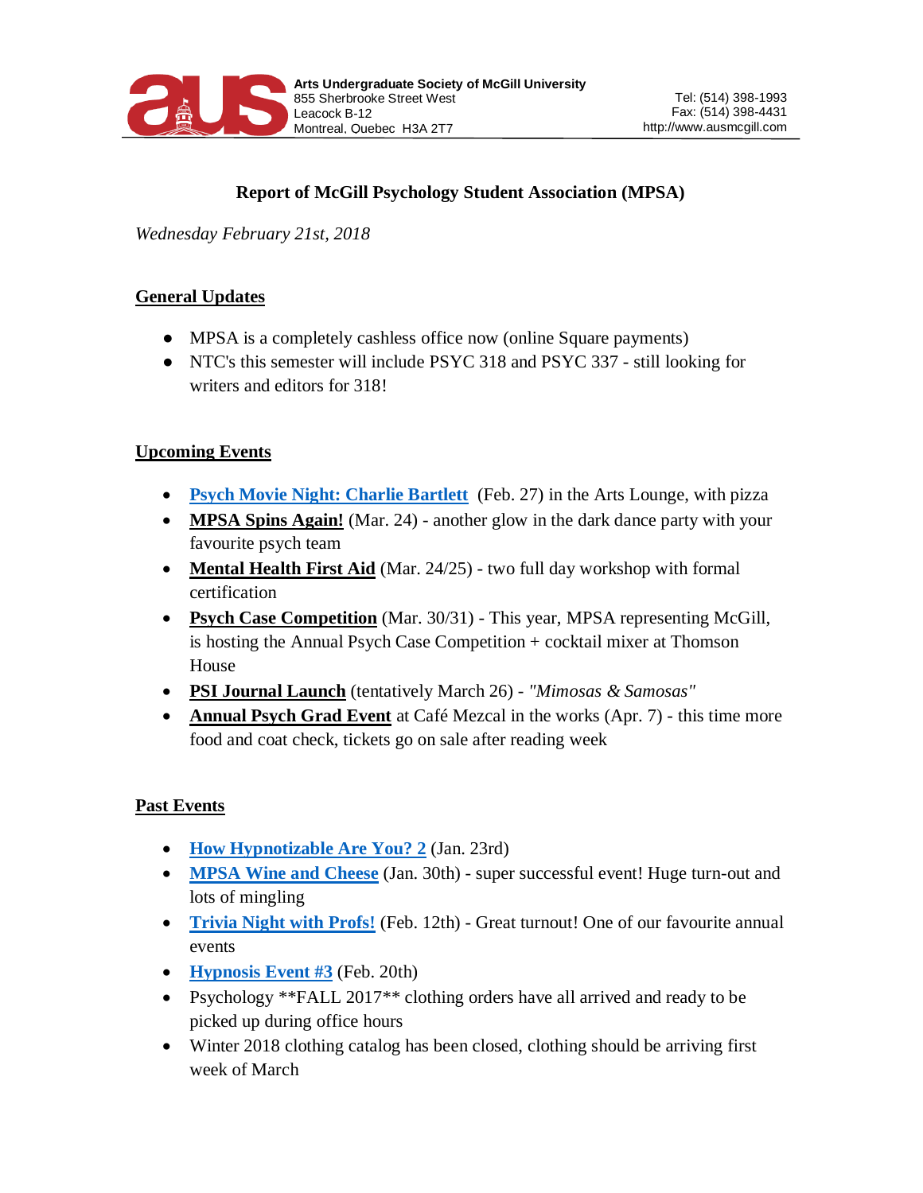Arts Undergraduate Society of McGill University
855 Sherbrooke Street West
Leacock B-12
Montreal, Quebec H3A 2T7

Tel: (514) 398-1993
Fax: (514) 398-4431
http://www.ausmcgill.com

# Report of McGill Psychology Student Association (MPSA)

*Wednesday February 21st, 2018*

## General Updates

- MPSA is a completely cashless office now (online Square payments)
- NTC's this semester will include PSYC 318 and PSYC 337 - still looking for writers and editors for 318!

## Upcoming Events

- **Psych Movie Night: Charlie Bartlett** (Feb. 27) in the Arts Lounge, with pizza
- **MPSA Spins Again!** (Mar. 24) - another glow in the dark dance party with your favourite psych team
- **Mental Health First Aid** (Mar. 24/25) - two full day workshop with formal certification
- **Psych Case Competition** (Mar. 30/31) - This year, MPSA representing McGill, is hosting the Annual Psych Case Competition + cocktail mixer at Thomson House
- **PSI Journal Launch** (tentatively March 26) - *"Mimosas & Samosas"*
- **Annual Psych Grad Event** at Café Mezcal in the works (Apr. 7) - this time more food and coat check, tickets go on sale after reading week

## Past Events

- **How Hypnotizable Are You? 2** (Jan. 23rd)
- **MPSA Wine and Cheese** (Jan. 30th) - super successful event! Huge turn-out and lots of mingling
- **Trivia Night with Profs!** (Feb. 12th) - Great turnout! One of our favourite annual events
- **Hypnosis Event #3** (Feb. 20th)
- Psychology **FALL 2017** clothing orders have all arrived and ready to be picked up during office hours
- Winter 2018 clothing catalog has been closed, clothing should be arriving first week of March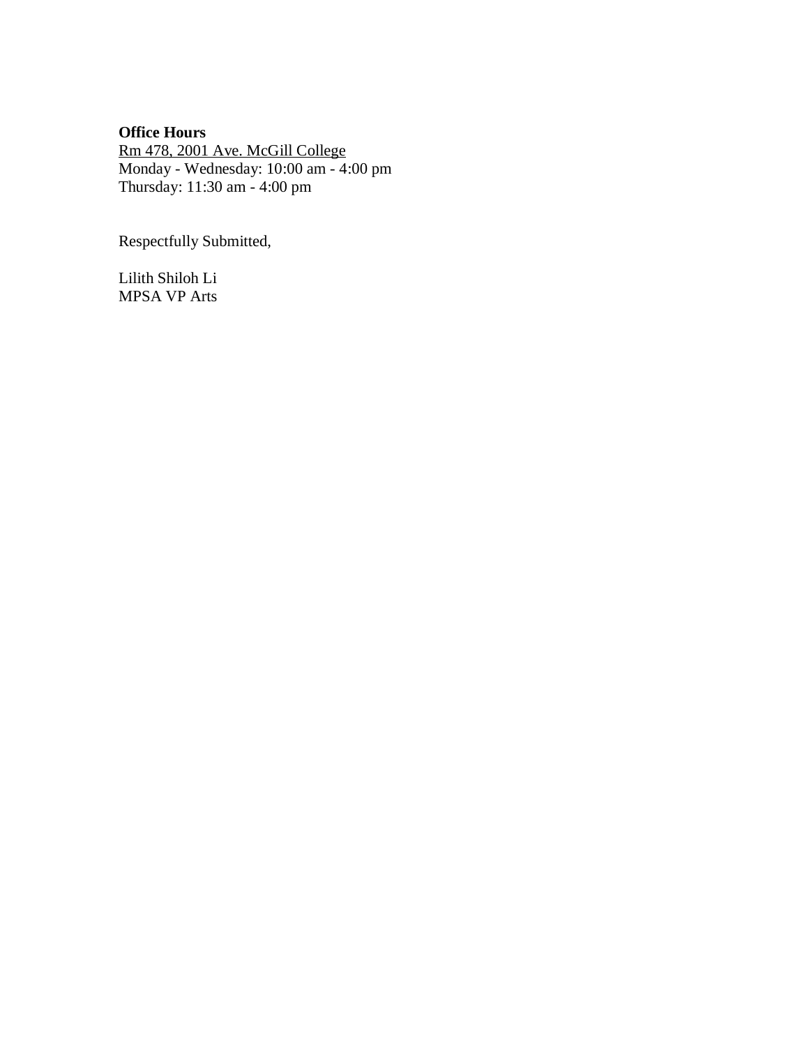**Office Hours**
Rm 478, 2001 Ave. McGill College
Monday - Wednesday: 10:00 am - 4:00 pm
Thursday: 11:30 am - 4:00 pm

Respectfully Submitted,

Lilith Shiloh Li
MPSA VP Arts